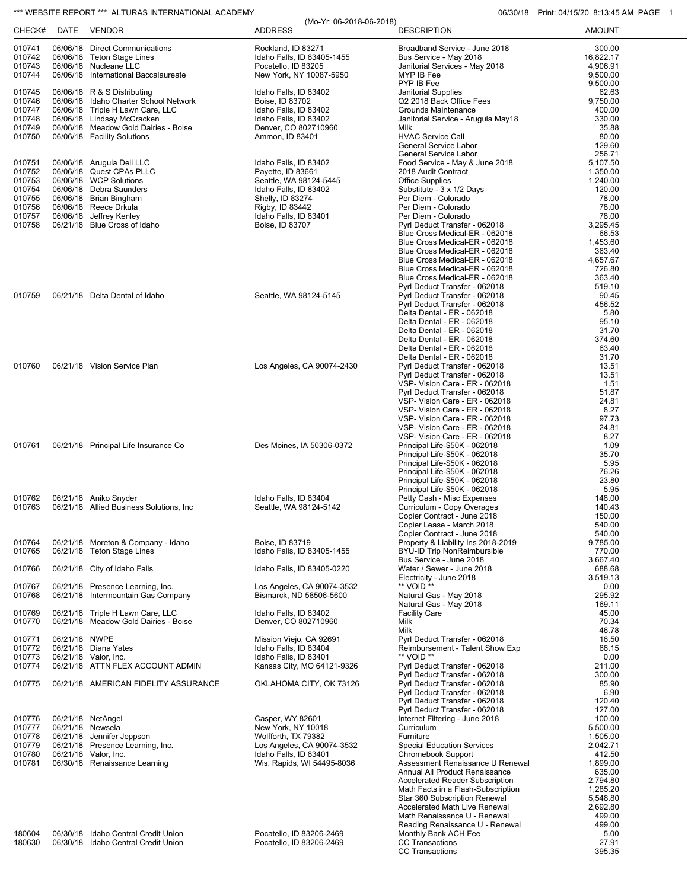*** WEBSITE REPORT *** ALTURAS INTERNATIONAL ACADEMY 06/30/18 Print: 04/15/20 8:13:45 AM PAGE 1

(Mo-Yr: 06-2018-06-2018)

| CHECK# | DATE | VENDOR | ADDRESS | DESCRIPTION | AMOUNT |
|---|---|---|---|---|---|
| 010741 | 06/06/18 | Direct Communications | Rockland, ID 83271 | Broadband Service - June 2018 | 300.00 |
| 010742 | 06/06/18 | Teton Stage Lines | Idaho Falls, ID 83405-1455 | Bus Service - May 2018 | 16,822.17 |
| 010743 | 06/06/18 | Nucleane LLC | Pocatello, ID 83205 | Janitorial Services - May 2018 | 4,906.91 |
| 010744 | 06/06/18 | International Baccalaureate | New York, NY 10087-5950 | MYP IB Fee | 9,500.00 |
| | | | | PYP IB Fee | 9,500.00 |
| 010745 | 06/06/18 | R & S Distributing | Idaho Falls, ID 83402 | Janitorial Supplies | 62.63 |
| 010746 | 06/06/18 | Idaho Charter School Network | Boise, ID 83702 | Q2 2018 Back Office Fees | 9,750.00 |
| 010747 | 06/06/18 | Triple H Lawn Care, LLC | Idaho Falls, ID 83402 | Grounds Maintenance | 400.00 |
| 010748 | 06/06/18 | Lindsay McCracken | Idaho Falls, ID 83402 | Janitorial Service - Arugula May18 | 330.00 |
| 010749 | 06/06/18 | Meadow Gold Dairies - Boise | Denver, CO 802710960 | Milk | 35.88 |
| 010750 | 06/06/18 | Facility Solutions | Ammon, ID 83401 | HVAC Service Call | 80.00 |
| | | | | General Service Labor | 129.60 |
| | | | | General Service Labor | 256.71 |
| 010751 | 06/06/18 | Arugula Deli LLC | Idaho Falls, ID 83402 | Food Service - May & June 2018 | 5,107.50 |
| 010752 | 06/06/18 | Quest CPAs PLLC | Payette, ID 83661 | 2018 Audit Contract | 1,350.00 |
| 010753 | 06/06/18 | WCP Solutions | Seattle, WA 98124-5445 | Office Supplies | 1,240.00 |
| 010754 | 06/06/18 | Debra Saunders | Idaho Falls, ID 83402 | Substitute - 3 x 1/2 Days | 120.00 |
| 010755 | 06/06/18 | Brian Bingham | Shelly, ID 83274 | Per Diem - Colorado | 78.00 |
| 010756 | 06/06/18 | Reece Drkula | Rigby, ID 83442 | Per Diem - Colorado | 78.00 |
| 010757 | 06/06/18 | Jeffrey Kenley | Idaho Falls, ID 83401 | Per Diem - Colorado | 78.00 |
| 010758 | 06/21/18 | Blue Cross of Idaho | Boise, ID 83707 | Pyrl Deduct Transfer - 062018 | 3,295.45 |
| | | | | Blue Cross Medical-ER - 062018 | 66.53 |
| | | | | Blue Cross Medical-ER - 062018 | 1,453.60 |
| | | | | Blue Cross Medical-ER - 062018 | 363.40 |
| | | | | Blue Cross Medical-ER - 062018 | 4,657.67 |
| | | | | Blue Cross Medical-ER - 062018 | 726.80 |
| | | | | Blue Cross Medical-ER - 062018 | 363.40 |
| | | | | Pyrl Deduct Transfer - 062018 | 519.10 |
| 010759 | 06/21/18 | Delta Dental of Idaho | Seattle, WA 98124-5145 | Pyrl Deduct Transfer - 062018 | 90.45 |
| | | | | Pyrl Deduct Transfer - 062018 | 456.52 |
| | | | | Delta Dental - ER - 062018 | 5.80 |
| | | | | Delta Dental - ER - 062018 | 95.10 |
| | | | | Delta Dental - ER - 062018 | 31.70 |
| | | | | Delta Dental - ER - 062018 | 374.60 |
| | | | | Delta Dental - ER - 062018 | 63.40 |
| | | | | Delta Dental - ER - 062018 | 31.70 |
| 010760 | 06/21/18 | Vision Service Plan | Los Angeles, CA 90074-2430 | Pyrl Deduct Transfer - 062018 | 13.51 |
| | | | | Pyrl Deduct Transfer - 062018 | 13.51 |
| | | | | VSP- Vision Care - ER - 062018 | 1.51 |
| | | | | Pyrl Deduct Transfer - 062018 | 51.87 |
| | | | | VSP- Vision Care - ER - 062018 | 24.81 |
| | | | | VSP- Vision Care - ER - 062018 | 8.27 |
| | | | | VSP- Vision Care - ER - 062018 | 97.73 |
| | | | | VSP- Vision Care - ER - 062018 | 24.81 |
| | | | | VSP- Vision Care - ER - 062018 | 8.27 |
| 010761 | 06/21/18 | Principal Life Insurance Co | Des Moines, IA 50306-0372 | Principal Life-$50K - 062018 | 1.09 |
| | | | | Principal Life-$50K - 062018 | 35.70 |
| | | | | Principal Life-$50K - 062018 | 5.95 |
| | | | | Principal Life-$50K - 062018 | 76.26 |
| | | | | Principal Life-$50K - 062018 | 23.80 |
| | | | | Principal Life-$50K - 062018 | 5.95 |
| 010762 | 06/21/18 | Aniko Snyder | Idaho Falls, ID 83404 | Petty Cash - Misc Expenses | 148.00 |
| 010763 | 06/21/18 | Allied Business Solutions, Inc | Seattle, WA 98124-5142 | Curriculum - Copy Overages | 140.43 |
| | | | | Copier Contract - June 2018 | 150.00 |
| | | | | Copier Lease - March 2018 | 540.00 |
| | | | | Copier Contract - June 2018 | 540.00 |
| 010764 | 06/21/18 | Moreton & Company - Idaho | Boise, ID 83719 | Property & Liability Ins 2018-2019 | 9,785.00 |
| 010765 | 06/21/18 | Teton Stage Lines | Idaho Falls, ID 83405-1455 | BYU-ID Trip NonReimbursible | 770.00 |
| | | | | Bus Service - June 2018 | 3,667.40 |
| 010766 | 06/21/18 | City of Idaho Falls | Idaho Falls, ID 83405-0220 | Water / Sewer - June 2018 | 688.68 |
| | | | | Electricity - June 2018 | 3,519.13 |
| 010767 | 06/21/18 | Presence Learning, Inc. | Los Angeles, CA 90074-3532 | ** VOID ** | 0.00 |
| 010768 | 06/21/18 | Intermountain Gas Company | Bismarck, ND 58506-5600 | Natural Gas - May 2018 | 295.92 |
| | | | | Natural Gas - May 2018 | 169.11 |
| 010769 | 06/21/18 | Triple H Lawn Care, LLC | Idaho Falls, ID 83402 | Facility Care | 45.00 |
| 010770 | 06/21/18 | Meadow Gold Dairies - Boise | Denver, CO 802710960 | Milk | 70.34 |
| | | | | Milk | 46.78 |
| 010771 | 06/21/18 | NWPE | Mission Viejo, CA 92691 | Pyrl Deduct Transfer - 062018 | 16.50 |
| 010772 | 06/21/18 | Diana Yates | Idaho Falls, ID 83404 | Reimbursement - Talent Show Exp | 66.15 |
| 010773 | 06/21/18 | Valor, Inc. | Idaho Falls, ID 83401 | ** VOID ** | 0.00 |
| 010774 | 06/21/18 | ATTN FLEX ACCOUNT ADMIN | Kansas City, MO 64121-9326 | Pyrl Deduct Transfer - 062018 | 211.00 |
| | | | | Pyrl Deduct Transfer - 062018 | 300.00 |
| 010775 | 06/21/18 | AMERICAN FIDELITY ASSURANCE | OKLAHOMA CITY, OK 73126 | Pyrl Deduct Transfer - 062018 | 85.90 |
| | | | | Pyrl Deduct Transfer - 062018 | 6.90 |
| | | | | Pyrl Deduct Transfer - 062018 | 120.40 |
| | | | | Pyrl Deduct Transfer - 062018 | 127.00 |
| 010776 | 06/21/18 | NetAngel | Casper, WY 82601 | Internet Filtering - June 2018 | 100.00 |
| 010777 | 06/21/18 | Newsela | New York, NY 10018 | Curriculum | 5,500.00 |
| 010778 | 06/21/18 | Jennifer Jeppson | Wolfforth, TX 79382 | Furniture | 1,505.00 |
| 010779 | 06/21/18 | Presence Learning, Inc. | Los Angeles, CA 90074-3532 | Special Education Services | 2,042.71 |
| 010780 | 06/21/18 | Valor, Inc. | Idaho Falls, ID 83401 | Chromebook Support | 412.50 |
| 010781 | 06/30/18 | Renaissance Learning | Wis. Rapids, WI 54495-8036 | Assessment Renaissance U Renewal | 1,899.00 |
| | | | | Annual All Product Renaissance | 635.00 |
| | | | | Accelerated Reader Subscription | 2,794.80 |
| | | | | Math Facts in a Flash-Subscription | 1,285.20 |
| | | | | Star 360 Subscription Renewal | 5,548.80 |
| | | | | Accelerated Math Live Renewal | 2,692.80 |
| | | | | Math Renaissance U - Renewal | 499.00 |
| | | | | Reading Renaissance U - Renewal | 499.00 |
| 180604 | 06/30/18 | Idaho Central Credit Union | Pocatello, ID 83206-2469 | Monthly Bank ACH Fee | 5.00 |
| 180630 | 06/30/18 | Idaho Central Credit Union | Pocatello, ID 83206-2469 | CC Transactions | 27.91 |
| | | | | CC Transactions | 395.35 |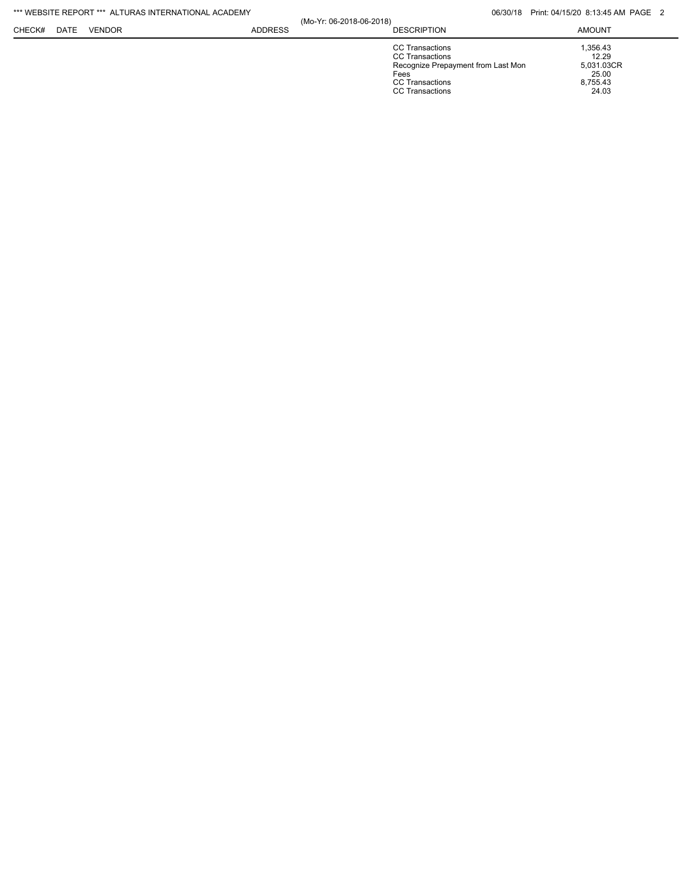| CHECK# | DATE | VENDOR | ADDRESS | DESCRIPTION | AMOUNT |
| --- | --- | --- | --- | --- | --- |
| | | | | CC Transactions | 1,356.43 |
| | | | | CC Transactions | 12.29 |
| | | | | Recognize Prepayment from Last Mon | 5,031.03CR |
| | | | | Fees | 25.00 |
| | | | | CC Transactions | 8,755.43 |
| | | | | CC Transactions | 24.03 |